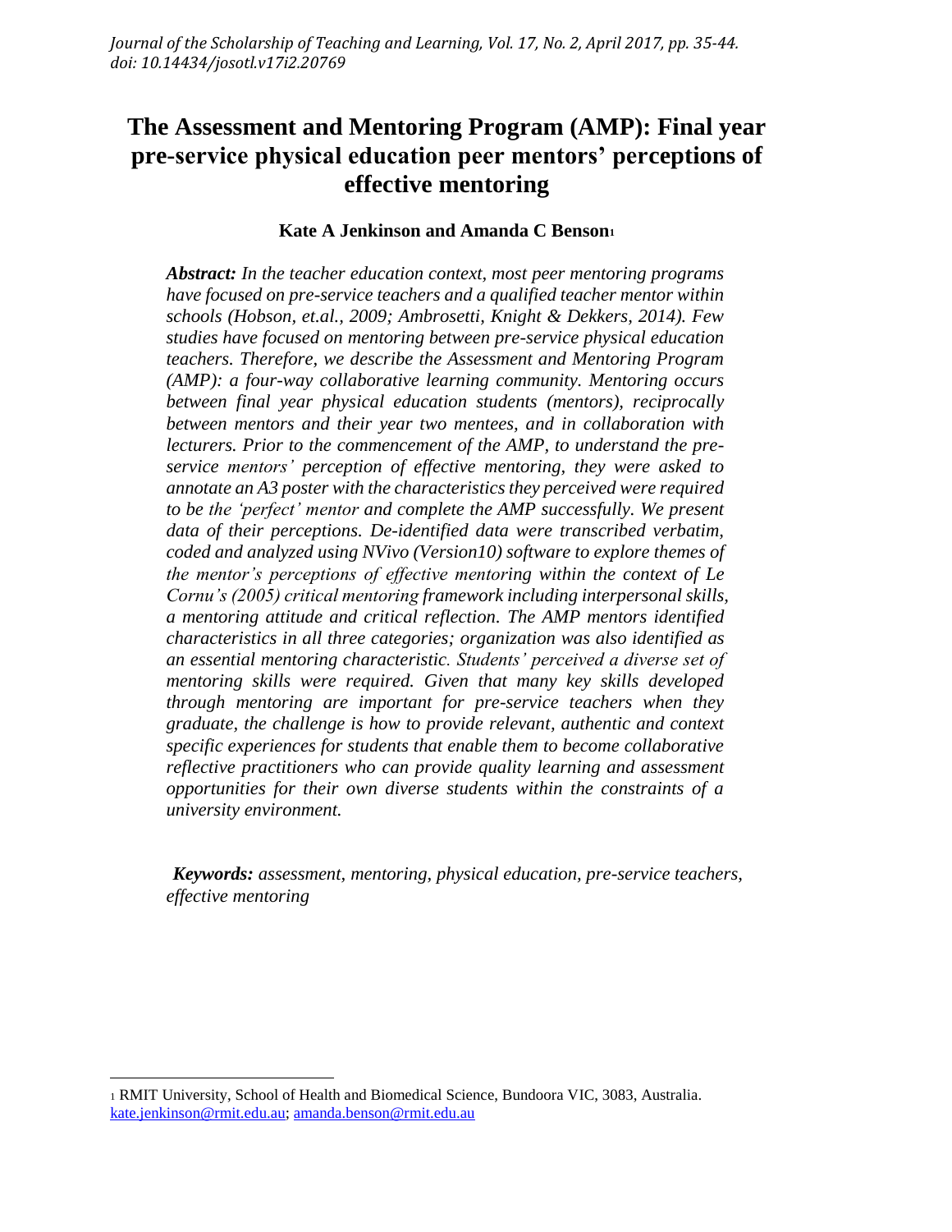# The Assessment and Mentoring Program (AMP): Final year pre-service physical education peer mentors' perceptions of effective mentoring

**Kate A Jenkinson and Amanda C Benson**[1]

***Abstract:*** *In the teacher education context, most peer mentoring programs have focused on pre-service teachers and a qualified teacher mentor within schools (Hobson, et.al., 2009; Ambrosetti, Knight & Dekkers, 2014). Few studies have focused on mentoring between pre-service physical education teachers. Therefore, we describe the Assessment and Mentoring Program (AMP): a four-way collaborative learning community. Mentoring occurs between final year physical education students (mentors), reciprocally between mentors and their year two mentees, and in collaboration with lecturers. Prior to the commencement of the AMP, to understand the pre-service mentors' perception of effective mentoring, they were asked to annotate an A3 poster with the characteristics they perceived were required to be the 'perfect' mentor and complete the AMP successfully. We present data of their perceptions. De-identified data were transcribed verbatim, coded and analyzed using NVivo (Version10) software to explore themes of the mentor's perceptions of effective mentoring within the context of Le Cornu's (2005) critical mentoring framework including interpersonal skills, a mentoring attitude and critical reflection. The AMP mentors identified characteristics in all three categories; organization was also identified as an essential mentoring characteristic. Students' perceived a diverse set of mentoring skills were required. Given that many key skills developed through mentoring are important for pre-service teachers when they graduate, the challenge is how to provide relevant, authentic and context specific experiences for students that enable them to become collaborative reflective practitioners who can provide quality learning and assessment opportunities for their own diverse students within the constraints of a university environment.*

***Keywords:*** *assessment, mentoring, physical education, pre-service teachers, effective mentoring*

---

[1] RMIT University, School of Health and Biomedical Science, Bundoora VIC, 3083, Australia. kate.jenkinson@rmit.edu.au; amanda.benson@rmit.edu.au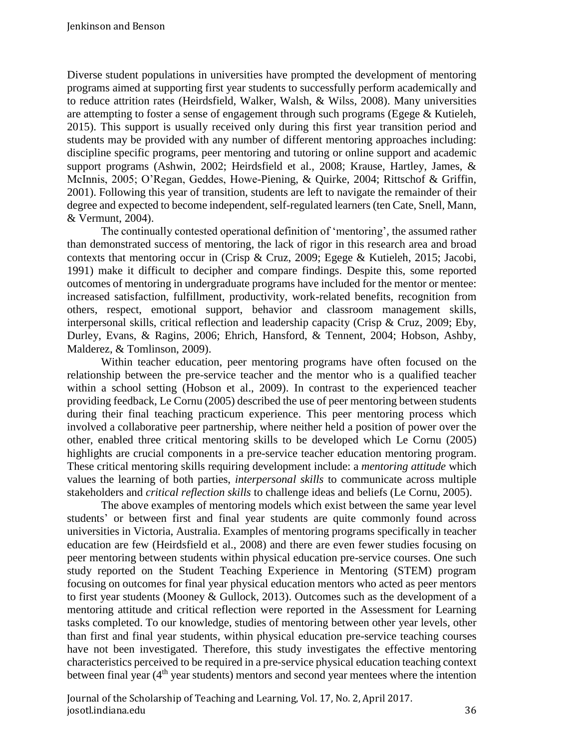Diverse student populations in universities have prompted the development of mentoring programs aimed at supporting first year students to successfully perform academically and to reduce attrition rates (Heirdsfield, Walker, Walsh, & Wilss, 2008). Many universities are attempting to foster a sense of engagement through such programs (Egege & Kutieleh, 2015). This support is usually received only during this first year transition period and students may be provided with any number of different mentoring approaches including: discipline specific programs, peer mentoring and tutoring or online support and academic support programs (Ashwin, 2002; Heirdsfield et al., 2008; Krause, Hartley, James, & McInnis, 2005; O'Regan, Geddes, Howe-Piening, & Quirke, 2004; Rittschof & Griffin, 2001). Following this year of transition, students are left to navigate the remainder of their degree and expected to become independent, self-regulated learners (ten Cate, Snell, Mann, & Vermunt, 2004).

The continually contested operational definition of 'mentoring', the assumed rather than demonstrated success of mentoring, the lack of rigor in this research area and broad contexts that mentoring occur in (Crisp & Cruz, 2009; Egege & Kutieleh, 2015; Jacobi, 1991) make it difficult to decipher and compare findings. Despite this, some reported outcomes of mentoring in undergraduate programs have included for the mentor or mentee: increased satisfaction, fulfillment, productivity, work-related benefits, recognition from others, respect, emotional support, behavior and classroom management skills, interpersonal skills, critical reflection and leadership capacity (Crisp & Cruz, 2009; Eby, Durley, Evans, & Ragins, 2006; Ehrich, Hansford, & Tennent, 2004; Hobson, Ashby, Malderez, & Tomlinson, 2009).

Within teacher education, peer mentoring programs have often focused on the relationship between the pre-service teacher and the mentor who is a qualified teacher within a school setting (Hobson et al., 2009). In contrast to the experienced teacher providing feedback, Le Cornu (2005) described the use of peer mentoring between students during their final teaching practicum experience. This peer mentoring process which involved a collaborative peer partnership, where neither held a position of power over the other, enabled three critical mentoring skills to be developed which Le Cornu (2005) highlights are crucial components in a pre-service teacher education mentoring program. These critical mentoring skills requiring development include: a *mentoring attitude* which values the learning of both parties, *interpersonal skills* to communicate across multiple stakeholders and *critical reflection skills* to challenge ideas and beliefs (Le Cornu, 2005).

The above examples of mentoring models which exist between the same year level students' or between first and final year students are quite commonly found across universities in Victoria, Australia. Examples of mentoring programs specifically in teacher education are few (Heirdsfield et al., 2008) and there are even fewer studies focusing on peer mentoring between students within physical education pre-service courses. One such study reported on the Student Teaching Experience in Mentoring (STEM) program focusing on outcomes for final year physical education mentors who acted as peer mentors to first year students (Mooney & Gullock, 2013). Outcomes such as the development of a mentoring attitude and critical reflection were reported in the Assessment for Learning tasks completed. To our knowledge, studies of mentoring between other year levels, other than first and final year students, within physical education pre-service teaching courses have not been investigated. Therefore, this study investigates the effective mentoring characteristics perceived to be required in a pre-service physical education teaching context between final year (4th year students) mentors and second year mentees where the intention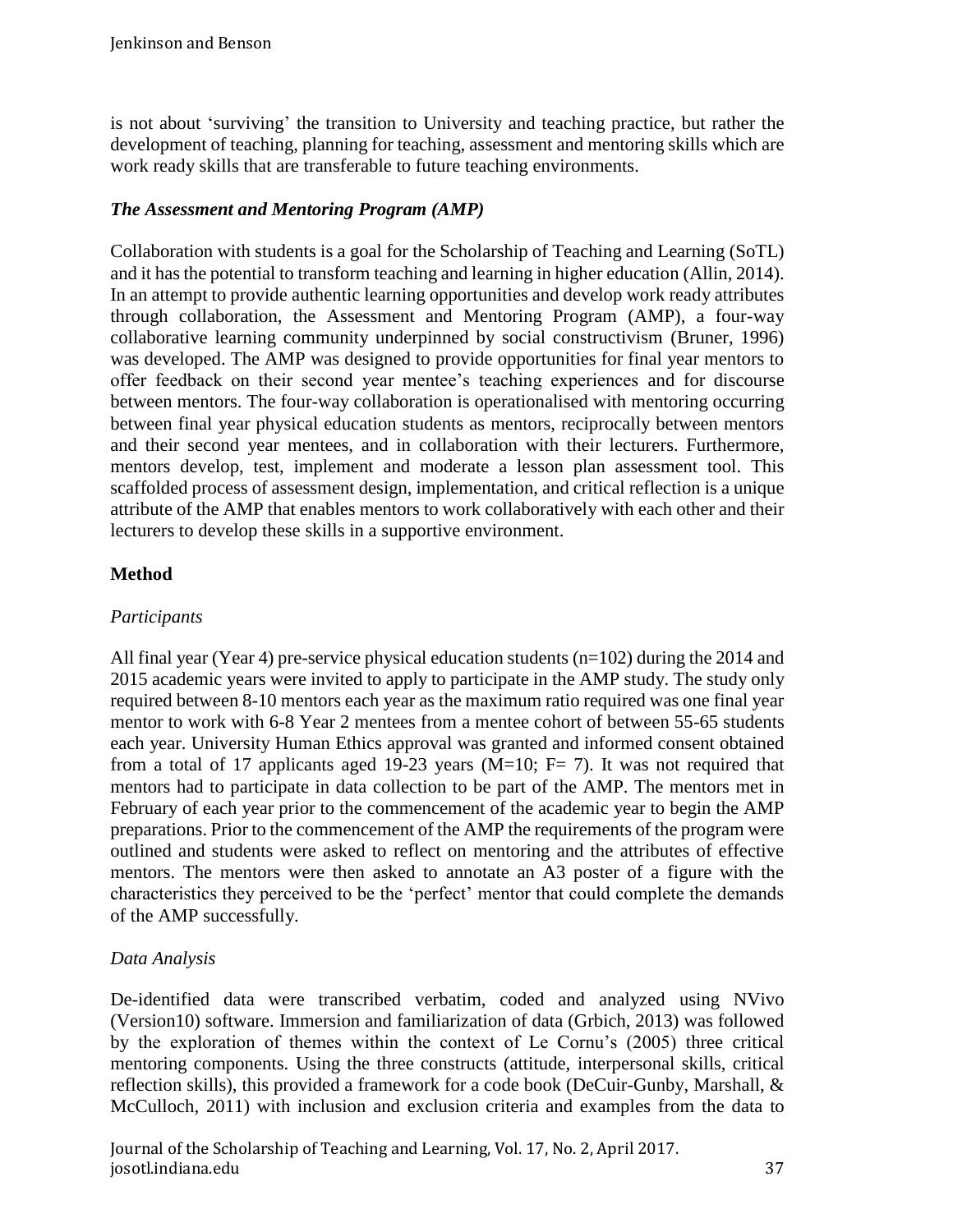is not about 'surviving' the transition to University and teaching practice, but rather the development of teaching, planning for teaching, assessment and mentoring skills which are work ready skills that are transferable to future teaching environments.

### *The Assessment and Mentoring Program (AMP)*

Collaboration with students is a goal for the Scholarship of Teaching and Learning (SoTL) and it has the potential to transform teaching and learning in higher education (Allin, 2014). In an attempt to provide authentic learning opportunities and develop work ready attributes through collaboration, the Assessment and Mentoring Program (AMP), a four-way collaborative learning community underpinned by social constructivism (Bruner, 1996) was developed. The AMP was designed to provide opportunities for final year mentors to offer feedback on their second year mentee's teaching experiences and for discourse between mentors. The four-way collaboration is operationalised with mentoring occurring between final year physical education students as mentors, reciprocally between mentors and their second year mentees, and in collaboration with their lecturers. Furthermore, mentors develop, test, implement and moderate a lesson plan assessment tool. This scaffolded process of assessment design, implementation, and critical reflection is a unique attribute of the AMP that enables mentors to work collaboratively with each other and their lecturers to develop these skills in a supportive environment.

## Method

### *Participants*

All final year (Year 4) pre-service physical education students (n=102) during the 2014 and 2015 academic years were invited to apply to participate in the AMP study. The study only required between 8-10 mentors each year as the maximum ratio required was one final year mentor to work with 6-8 Year 2 mentees from a mentee cohort of between 55-65 students each year. University Human Ethics approval was granted and informed consent obtained from a total of 17 applicants aged 19-23 years (M=10; F= 7). It was not required that mentors had to participate in data collection to be part of the AMP. The mentors met in February of each year prior to the commencement of the academic year to begin the AMP preparations. Prior to the commencement of the AMP the requirements of the program were outlined and students were asked to reflect on mentoring and the attributes of effective mentors. The mentors were then asked to annotate an A3 poster of a figure with the characteristics they perceived to be the 'perfect' mentor that could complete the demands of the AMP successfully.

### *Data Analysis*

De-identified data were transcribed verbatim, coded and analyzed using NVivo (Version10) software. Immersion and familiarization of data (Grbich, 2013) was followed by the exploration of themes within the context of Le Cornu's (2005) three critical mentoring components. Using the three constructs (attitude, interpersonal skills, critical reflection skills), this provided a framework for a code book (DeCuir-Gunby, Marshall, & McCulloch, 2011) with inclusion and exclusion criteria and examples from the data to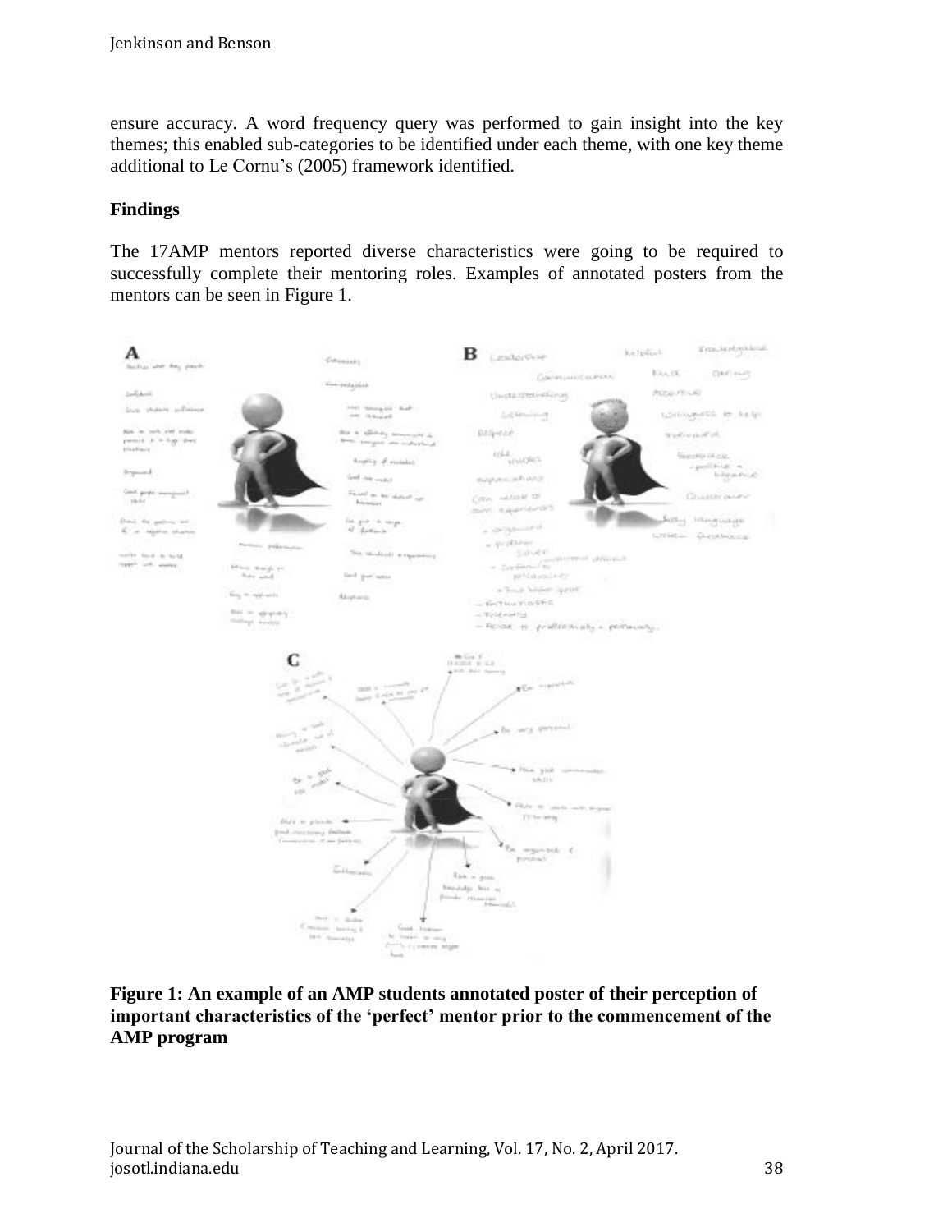ensure accuracy. A word frequency query was performed to gain insight into the key themes; this enabled sub-categories to be identified under each theme, with one key theme additional to Le Cornu's (2005) framework identified.

## Findings

The 17AMP mentors reported diverse characteristics were going to be required to successfully complete their mentoring roles. Examples of annotated posters from the mentors can be seen in Figure 1.

**Figure 1: An example of an AMP students annotated poster of their perception of important characteristics of the 'perfect' mentor prior to the commencement of the AMP program**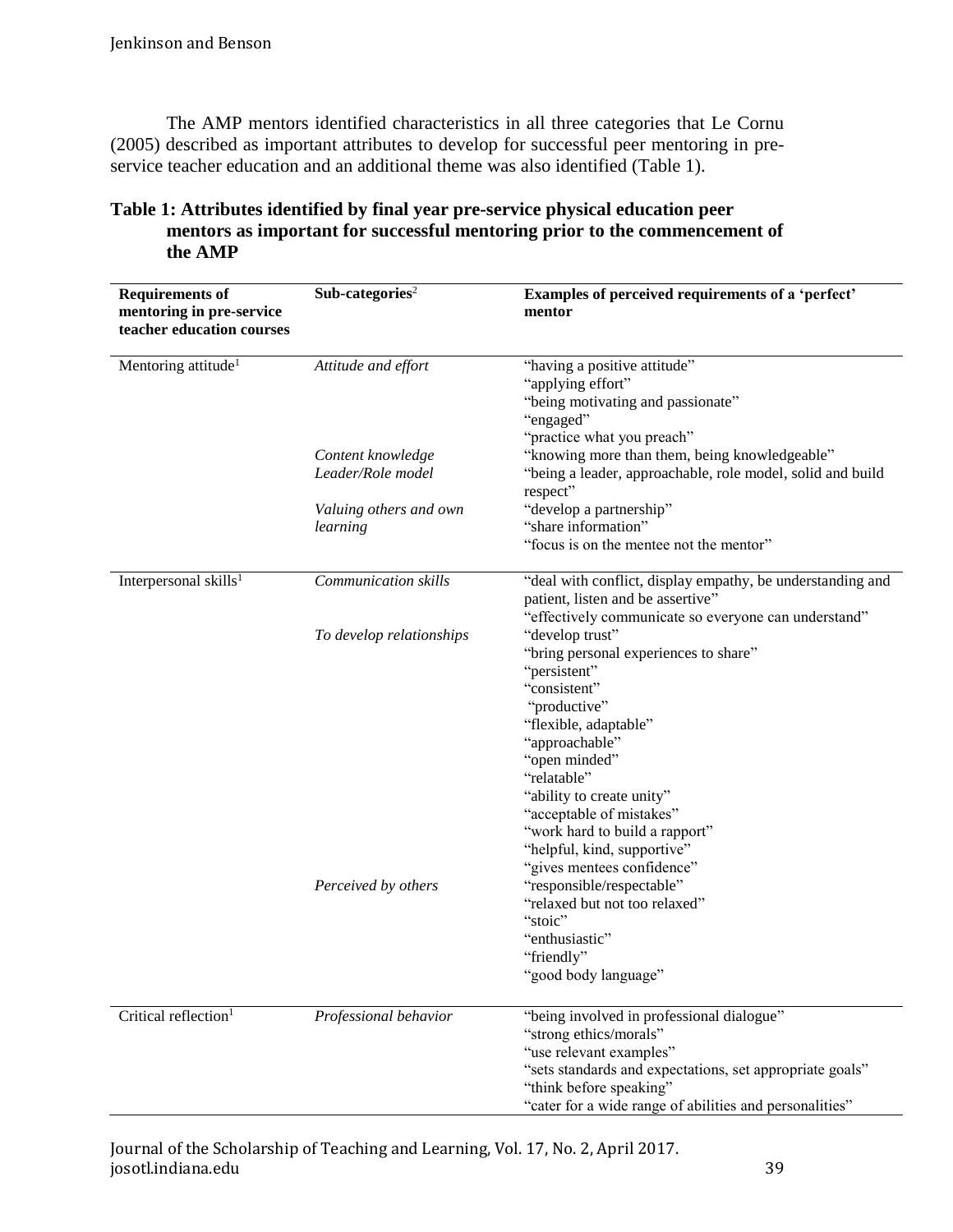The AMP mentors identified characteristics in all three categories that Le Cornu (2005) described as important attributes to develop for successful peer mentoring in pre-service teacher education and an additional theme was also identified (Table 1).

**Table 1: Attributes identified by final year pre-service physical education peer mentors as important for successful mentoring prior to the commencement of the AMP**

| Requirements of mentoring in pre-service teacher education courses | Sub-categories[2] | Examples of perceived requirements of a 'perfect' mentor |
|---|---|---|
| Mentoring attitude[1] | *Attitude and effort* | "having a positive attitude"<br>"applying effort"<br>"being motivating and passionate"<br>"engaged"<br>"practice what you preach" |
| | *Content knowledge* | "knowing more than them, being knowledgeable" |
| | *Leader/Role model* | "being a leader, approachable, role model, solid and build respect" |
| | *Valuing others and own learning* | "develop a partnership"<br>"share information"<br>"focus is on the mentee not the mentor" |
| Interpersonal skills[1] | *Communication skills* | "deal with conflict, display empathy, be understanding and patient, listen and be assertive"<br>"effectively communicate so everyone can understand" |
| | *To develop relationships* | "develop trust"<br>"bring personal experiences to share"<br>"persistent"<br>"consistent"<br>"productive"<br>"flexible, adaptable"<br>"approachable"<br>"open minded"<br>"relatable"<br>"ability to create unity"<br>"acceptable of mistakes"<br>"work hard to build a rapport"<br>"helpful, kind, supportive"<br>"gives mentees confidence" |
| | *Perceived by others* | "responsible/respectable"<br>"relaxed but not too relaxed"<br>"stoic"<br>"enthusiastic"<br>"friendly"<br>"good body language" |
| Critical reflection[1] | *Professional behavior* | "being involved in professional dialogue"<br>"strong ethics/morals"<br>"use relevant examples"<br>"sets standards and expectations, set appropriate goals"<br>"think before speaking"<br>"cater for a wide range of abilities and personalities" |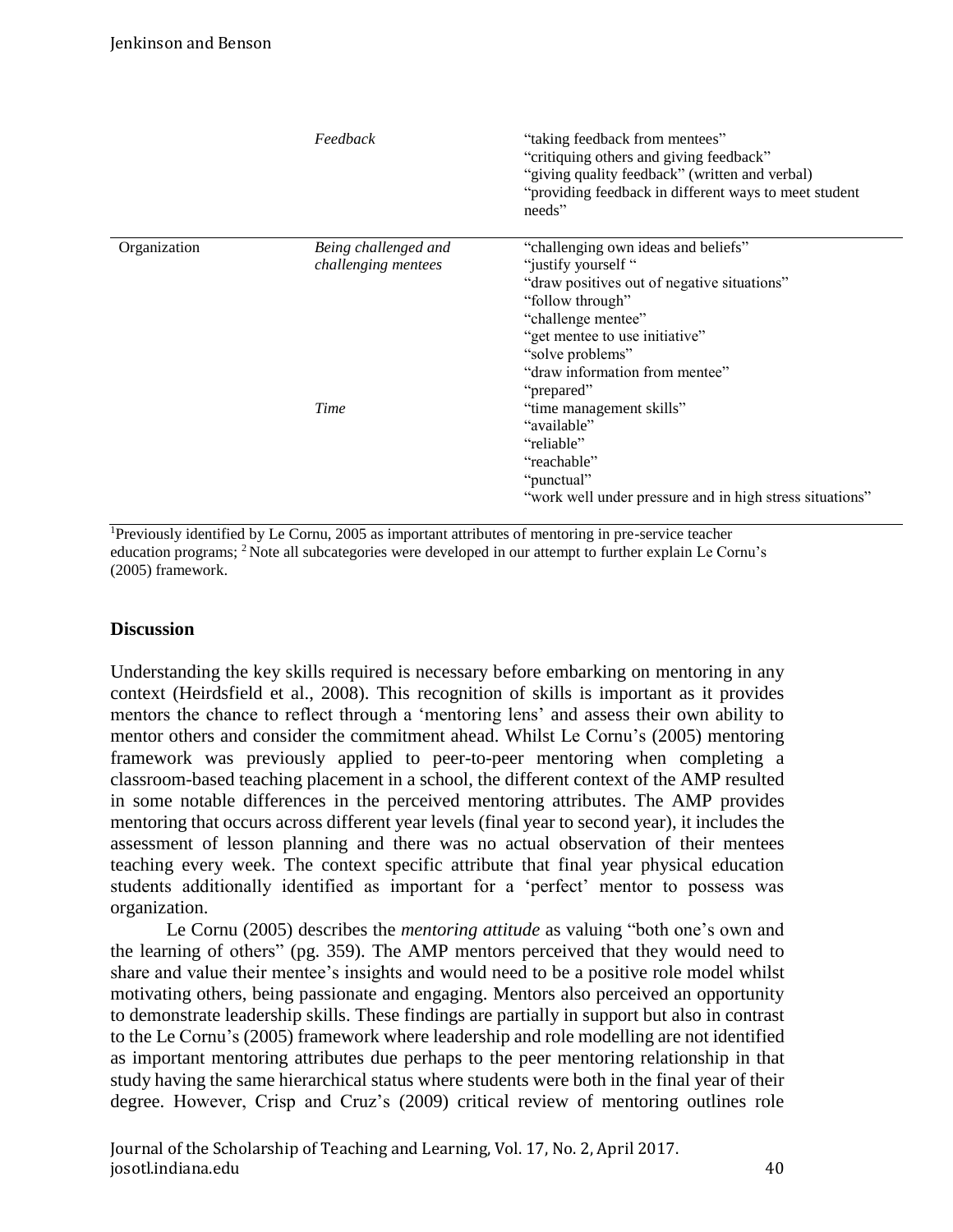| | | |
|---|---|---|
| | *Feedback* | "taking feedback from mentees"<br>"critiquing others and giving feedback"<br>"giving quality feedback" (written and verbal)<br>"providing feedback in different ways to meet student needs" |
| Organization | *Being challenged and challenging mentees* | "challenging own ideas and beliefs"<br>"justify yourself "<br>"draw positives out of negative situations"<br>"follow through"<br>"challenge mentee"<br>"get mentee to use initiative"<br>"solve problems"<br>"draw information from mentee"<br>"prepared" |
| | *Time* | "time management skills"<br>"available"<br>"reliable"<br>"reachable"<br>"punctual"<br>"work well under pressure and in high stress situations" |

[1]Previously identified by Le Cornu, 2005 as important attributes of mentoring in pre-service teacher education programs; [2] Note all subcategories were developed in our attempt to further explain Le Cornu's (2005) framework.

## Discussion

Understanding the key skills required is necessary before embarking on mentoring in any context (Heirdsfield et al., 2008). This recognition of skills is important as it provides mentors the chance to reflect through a 'mentoring lens' and assess their own ability to mentor others and consider the commitment ahead. Whilst Le Cornu's (2005) mentoring framework was previously applied to peer-to-peer mentoring when completing a classroom-based teaching placement in a school, the different context of the AMP resulted in some notable differences in the perceived mentoring attributes. The AMP provides mentoring that occurs across different year levels (final year to second year), it includes the assessment of lesson planning and there was no actual observation of their mentees teaching every week. The context specific attribute that final year physical education students additionally identified as important for a 'perfect' mentor to possess was organization.

Le Cornu (2005) describes the *mentoring attitude* as valuing "both one's own and the learning of others" (pg. 359). The AMP mentors perceived that they would need to share and value their mentee's insights and would need to be a positive role model whilst motivating others, being passionate and engaging. Mentors also perceived an opportunity to demonstrate leadership skills. These findings are partially in support but also in contrast to the Le Cornu's (2005) framework where leadership and role modelling are not identified as important mentoring attributes due perhaps to the peer mentoring relationship in that study having the same hierarchical status where students were both in the final year of their degree. However, Crisp and Cruz's (2009) critical review of mentoring outlines role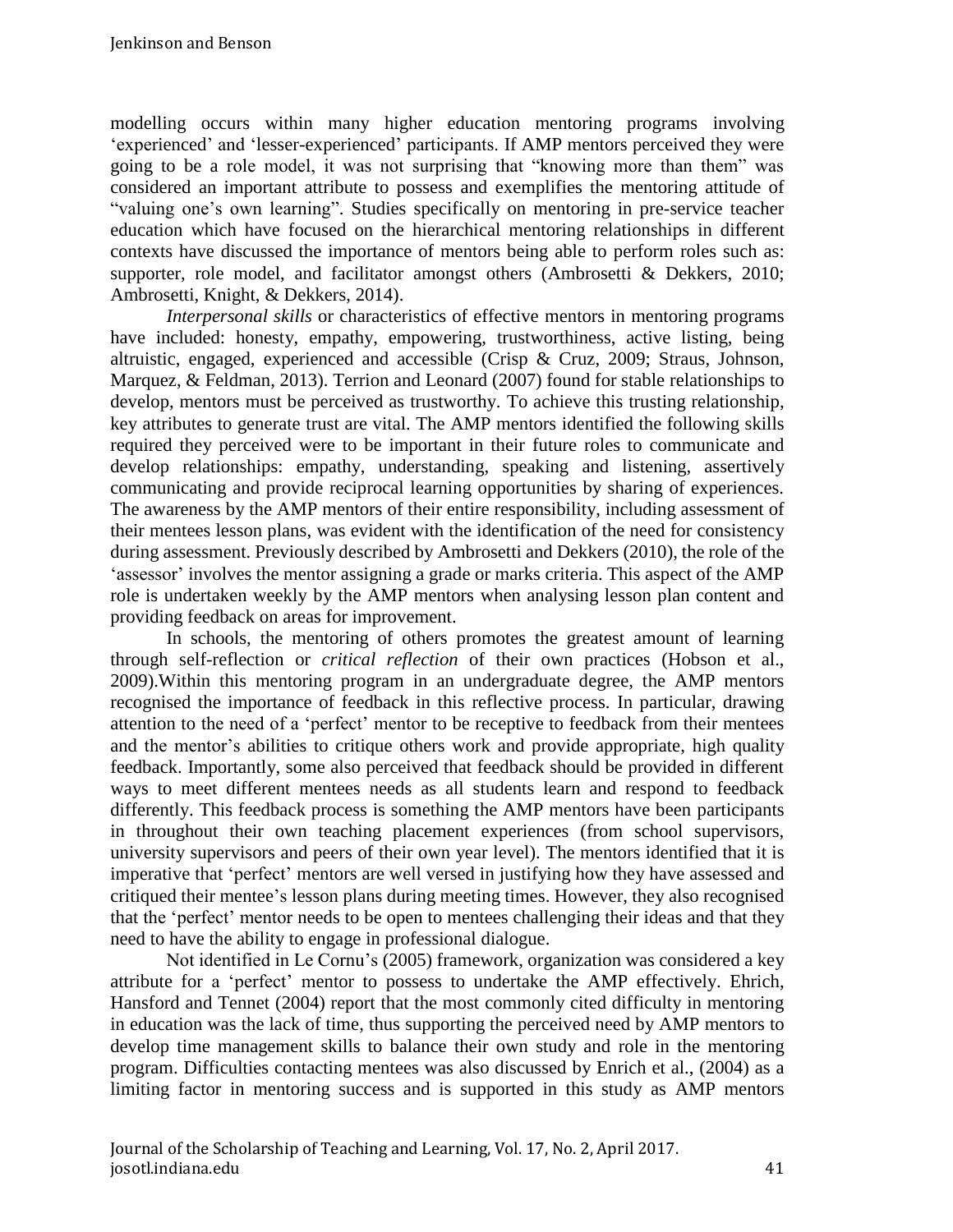modelling occurs within many higher education mentoring programs involving 'experienced' and 'lesser-experienced' participants. If AMP mentors perceived they were going to be a role model, it was not surprising that "knowing more than them" was considered an important attribute to possess and exemplifies the mentoring attitude of "valuing one's own learning". Studies specifically on mentoring in pre-service teacher education which have focused on the hierarchical mentoring relationships in different contexts have discussed the importance of mentors being able to perform roles such as: supporter, role model, and facilitator amongst others (Ambrosetti & Dekkers, 2010; Ambrosetti, Knight, & Dekkers, 2014).

*Interpersonal skills* or characteristics of effective mentors in mentoring programs have included: honesty, empathy, empowering, trustworthiness, active listing, being altruistic, engaged, experienced and accessible (Crisp & Cruz, 2009; Straus, Johnson, Marquez, & Feldman, 2013). Terrion and Leonard (2007) found for stable relationships to develop, mentors must be perceived as trustworthy. To achieve this trusting relationship, key attributes to generate trust are vital. The AMP mentors identified the following skills required they perceived were to be important in their future roles to communicate and develop relationships: empathy, understanding, speaking and listening, assertively communicating and provide reciprocal learning opportunities by sharing of experiences. The awareness by the AMP mentors of their entire responsibility, including assessment of their mentees lesson plans, was evident with the identification of the need for consistency during assessment. Previously described by Ambrosetti and Dekkers (2010), the role of the 'assessor' involves the mentor assigning a grade or marks criteria. This aspect of the AMP role is undertaken weekly by the AMP mentors when analysing lesson plan content and providing feedback on areas for improvement.

In schools, the mentoring of others promotes the greatest amount of learning through self-reflection or *critical reflection* of their own practices (Hobson et al., 2009).Within this mentoring program in an undergraduate degree, the AMP mentors recognised the importance of feedback in this reflective process. In particular, drawing attention to the need of a 'perfect' mentor to be receptive to feedback from their mentees and the mentor's abilities to critique others work and provide appropriate, high quality feedback. Importantly, some also perceived that feedback should be provided in different ways to meet different mentees needs as all students learn and respond to feedback differently. This feedback process is something the AMP mentors have been participants in throughout their own teaching placement experiences (from school supervisors, university supervisors and peers of their own year level). The mentors identified that it is imperative that 'perfect' mentors are well versed in justifying how they have assessed and critiqued their mentee's lesson plans during meeting times. However, they also recognised that the 'perfect' mentor needs to be open to mentees challenging their ideas and that they need to have the ability to engage in professional dialogue.

Not identified in Le Cornu's (2005) framework, organization was considered a key attribute for a 'perfect' mentor to possess to undertake the AMP effectively. Ehrich, Hansford and Tennet (2004) report that the most commonly cited difficulty in mentoring in education was the lack of time, thus supporting the perceived need by AMP mentors to develop time management skills to balance their own study and role in the mentoring program. Difficulties contacting mentees was also discussed by Enrich et al., (2004) as a limiting factor in mentoring success and is supported in this study as AMP mentors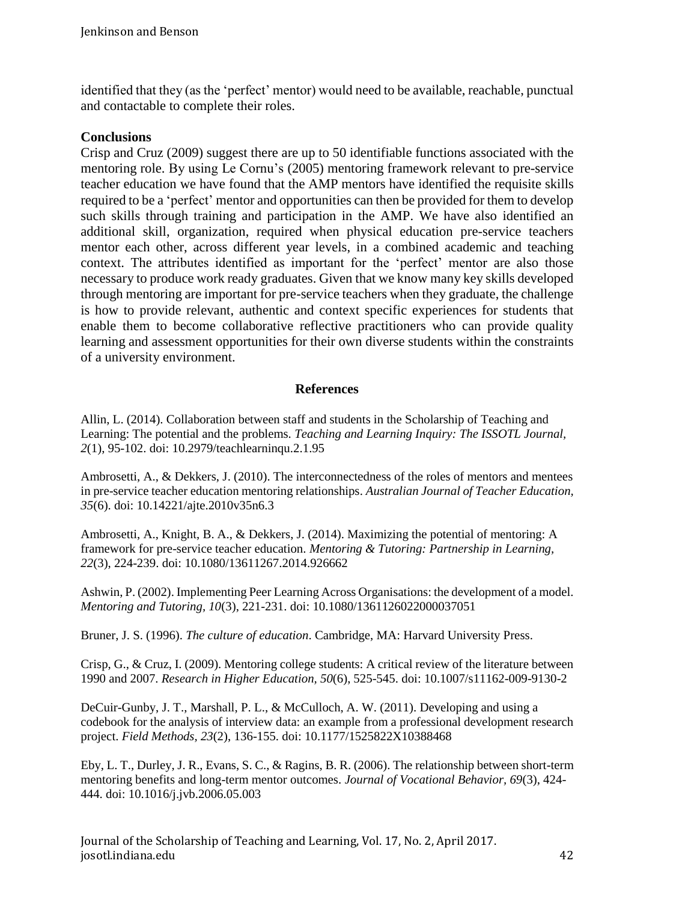identified that they (as the 'perfect' mentor) would need to be available, reachable, punctual and contactable to complete their roles.

## Conclusions

Crisp and Cruz (2009) suggest there are up to 50 identifiable functions associated with the mentoring role. By using Le Cornu's (2005) mentoring framework relevant to pre-service teacher education we have found that the AMP mentors have identified the requisite skills required to be a 'perfect' mentor and opportunities can then be provided for them to develop such skills through training and participation in the AMP. We have also identified an additional skill, organization, required when physical education pre-service teachers mentor each other, across different year levels, in a combined academic and teaching context. The attributes identified as important for the 'perfect' mentor are also those necessary to produce work ready graduates. Given that we know many key skills developed through mentoring are important for pre-service teachers when they graduate, the challenge is how to provide relevant, authentic and context specific experiences for students that enable them to become collaborative reflective practitioners who can provide quality learning and assessment opportunities for their own diverse students within the constraints of a university environment.

## References

Allin, L. (2014). Collaboration between staff and students in the Scholarship of Teaching and Learning: The potential and the problems. *Teaching and Learning Inquiry: The ISSOTL Journal, 2*(1), 95-102. doi: 10.2979/teachlearninqu.2.1.95

Ambrosetti, A., & Dekkers, J. (2010). The interconnectedness of the roles of mentors and mentees in pre-service teacher education mentoring relationships. *Australian Journal of Teacher Education, 35*(6). doi: 10.14221/ajte.2010v35n6.3

Ambrosetti, A., Knight, B. A., & Dekkers, J. (2014). Maximizing the potential of mentoring: A framework for pre-service teacher education. *Mentoring & Tutoring: Partnership in Learning, 22*(3), 224-239. doi: 10.1080/13611267.2014.926662

Ashwin, P. (2002). Implementing Peer Learning Across Organisations: the development of a model. *Mentoring and Tutoring, 10*(3), 221-231. doi: 10.1080/1361126022000037051

Bruner, J. S. (1996). *The culture of education*. Cambridge, MA: Harvard University Press.

Crisp, G., & Cruz, I. (2009). Mentoring college students: A critical review of the literature between 1990 and 2007. *Research in Higher Education, 50*(6), 525-545. doi: 10.1007/s11162-009-9130-2

DeCuir-Gunby, J. T., Marshall, P. L., & McCulloch, A. W. (2011). Developing and using a codebook for the analysis of interview data: an example from a professional development research project. *Field Methods, 23*(2), 136-155. doi: 10.1177/1525822X10388468

Eby, L. T., Durley, J. R., Evans, S. C., & Ragins, B. R. (2006). The relationship between short-term mentoring benefits and long-term mentor outcomes. *Journal of Vocational Behavior, 69*(3), 424-444. doi: 10.1016/j.jvb.2006.05.003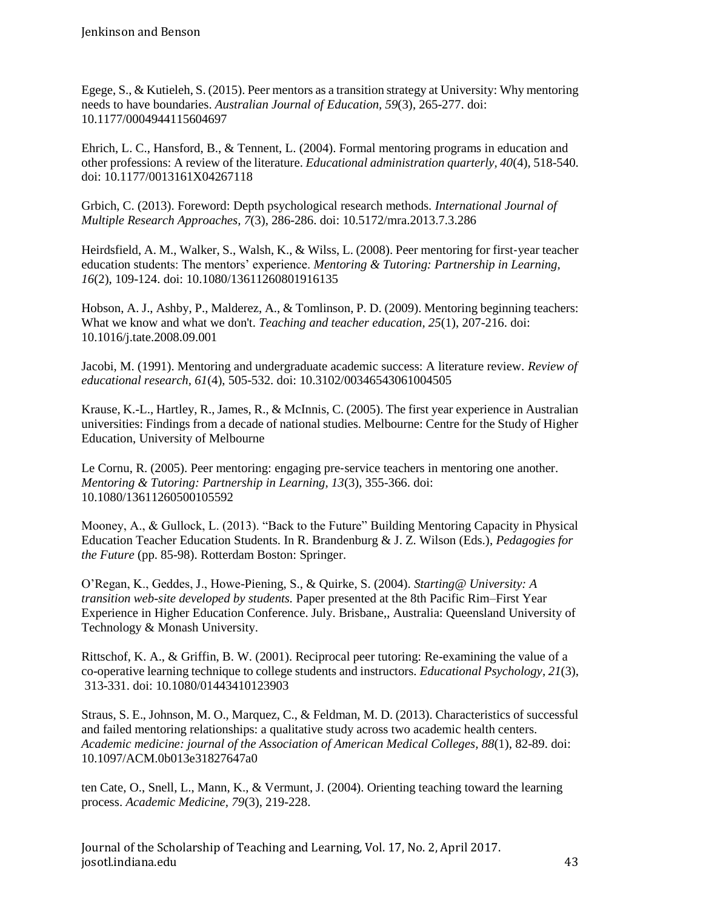Egege, S., & Kutieleh, S. (2015). Peer mentors as a transition strategy at University: Why mentoring needs to have boundaries. *Australian Journal of Education, 59*(3), 265-277. doi: 10.1177/0004944115604697

Ehrich, L. C., Hansford, B., & Tennent, L. (2004). Formal mentoring programs in education and other professions: A review of the literature. *Educational administration quarterly, 40*(4), 518-540. doi: 10.1177/0013161X04267118

Grbich, C. (2013). Foreword: Depth psychological research methods. *International Journal of Multiple Research Approaches, 7*(3), 286-286. doi: 10.5172/mra.2013.7.3.286

Heirdsfield, A. M., Walker, S., Walsh, K., & Wilss, L. (2008). Peer mentoring for first-year teacher education students: The mentors' experience. *Mentoring & Tutoring: Partnership in Learning, 16*(2), 109-124. doi: 10.1080/13611260801916135

Hobson, A. J., Ashby, P., Malderez, A., & Tomlinson, P. D. (2009). Mentoring beginning teachers: What we know and what we don't. *Teaching and teacher education, 25*(1), 207-216. doi: 10.1016/j.tate.2008.09.001

Jacobi, M. (1991). Mentoring and undergraduate academic success: A literature review. *Review of educational research, 61*(4), 505-532. doi: 10.3102/00346543061004505

Krause, K.-L., Hartley, R., James, R., & McInnis, C. (2005). The first year experience in Australian universities: Findings from a decade of national studies. Melbourne: Centre for the Study of Higher Education, University of Melbourne

Le Cornu, R. (2005). Peer mentoring: engaging pre-service teachers in mentoring one another. *Mentoring & Tutoring: Partnership in Learning, 13*(3), 355-366. doi: 10.1080/13611260500105592

Mooney, A., & Gullock, L. (2013). "Back to the Future" Building Mentoring Capacity in Physical Education Teacher Education Students. In R. Brandenburg & J. Z. Wilson (Eds.), *Pedagogies for the Future* (pp. 85-98). Rotterdam Boston: Springer.

O'Regan, K., Geddes, J., Howe-Piening, S., & Quirke, S. (2004). *Starting@ University: A transition web-site developed by students.* Paper presented at the 8th Pacific Rim–First Year Experience in Higher Education Conference. July. Brisbane,, Australia: Queensland University of Technology & Monash University.

Rittschof, K. A., & Griffin, B. W. (2001). Reciprocal peer tutoring: Re-examining the value of a co-operative learning technique to college students and instructors. *Educational Psychology, 21*(3), 313-331. doi: 10.1080/01443410123903

Straus, S. E., Johnson, M. O., Marquez, C., & Feldman, M. D. (2013). Characteristics of successful and failed mentoring relationships: a qualitative study across two academic health centers. *Academic medicine: journal of the Association of American Medical Colleges, 88*(1), 82-89. doi: 10.1097/ACM.0b013e31827647a0

ten Cate, O., Snell, L., Mann, K., & Vermunt, J. (2004). Orienting teaching toward the learning process. *Academic Medicine, 79*(3), 219-228.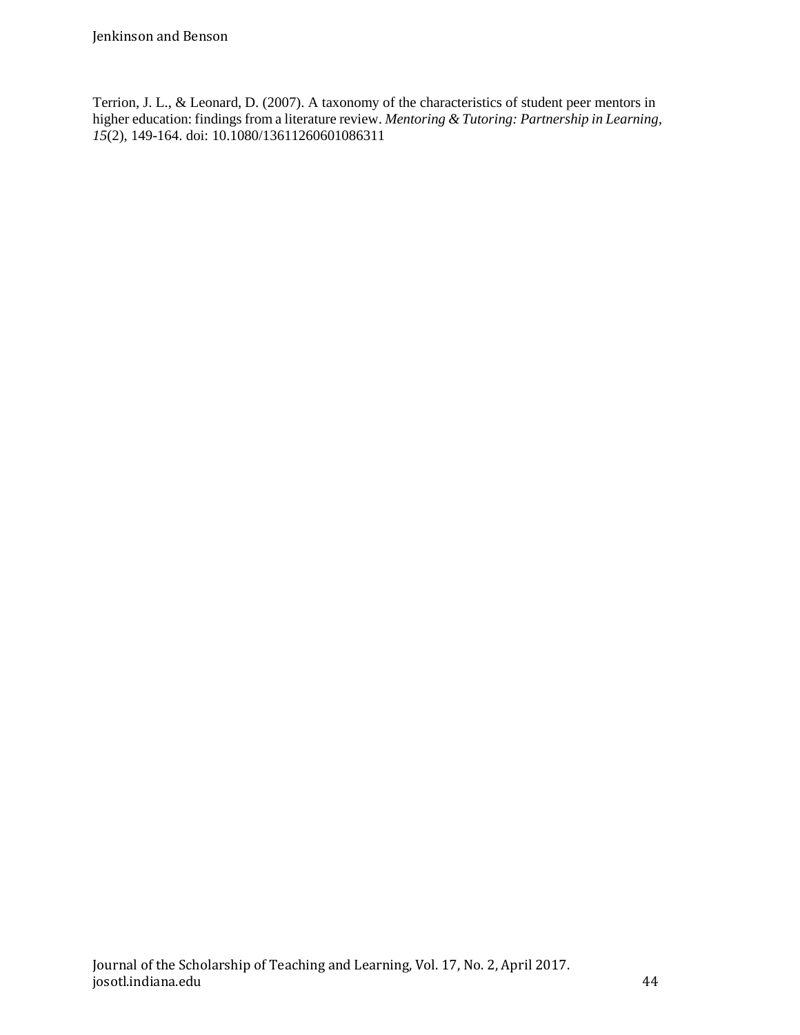Terrion, J. L., & Leonard, D. (2007). A taxonomy of the characteristics of student peer mentors in higher education: findings from a literature review. *Mentoring & Tutoring: Partnership in Learning*, *15*(2), 149-164. doi: 10.1080/13611260601086311